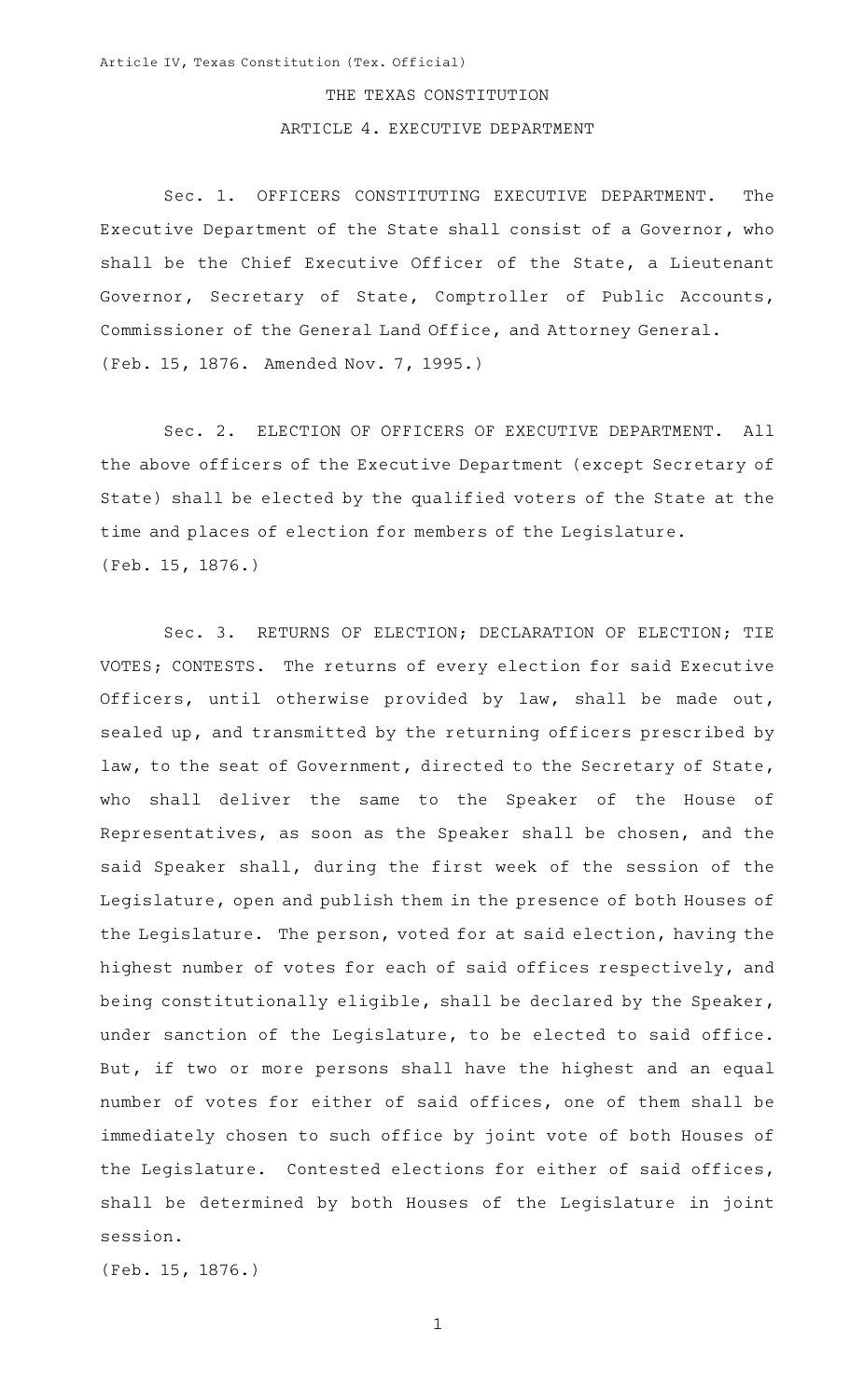# THE TEXAS CONSTITUTION

## ARTICLE 4. EXECUTIVE DEPARTMENT

Sec. 1. OFFICERS CONSTITUTING EXECUTIVE DEPARTMENT. The Executive Department of the State shall consist of a Governor, who shall be the Chief Executive Officer of the State, a Lieutenant Governor, Secretary of State, Comptroller of Public Accounts, Commissioner of the General Land Office, and Attorney General.
(Feb. 15, 1876. Amended Nov. 7, 1995.)

Sec. 2. ELECTION OF OFFICERS OF EXECUTIVE DEPARTMENT. All the above officers of the Executive Department (except Secretary of State) shall be elected by the qualified voters of the State at the time and places of election for members of the Legislature.
(Feb. 15, 1876.)

Sec. 3. RETURNS OF ELECTION; DECLARATION OF ELECTION; TIE VOTES; CONTESTS. The returns of every election for said Executive Officers, until otherwise provided by law, shall be made out, sealed up, and transmitted by the returning officers prescribed by law, to the seat of Government, directed to the Secretary of State, who shall deliver the same to the Speaker of the House of Representatives, as soon as the Speaker shall be chosen, and the said Speaker shall, during the first week of the session of the Legislature, open and publish them in the presence of both Houses of the Legislature. The person, voted for at said election, having the highest number of votes for each of said offices respectively, and being constitutionally eligible, shall be declared by the Speaker, under sanction of the Legislature, to be elected to said office. But, if two or more persons shall have the highest and an equal number of votes for either of said offices, one of them shall be immediately chosen to such office by joint vote of both Houses of the Legislature. Contested elections for either of said offices, shall be determined by both Houses of the Legislature in joint session.
(Feb. 15, 1876.)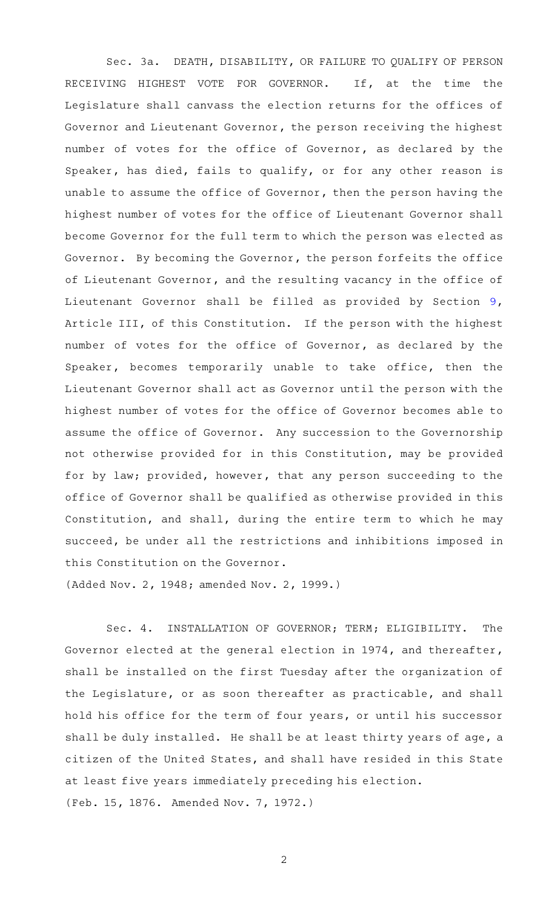Sec. 3a. DEATH, DISABILITY, OR FAILURE TO QUALIFY OF PERSON RECEIVING HIGHEST VOTE FOR GOVERNOR. If, at the time the Legislature shall canvass the election returns for the offices of Governor and Lieutenant Governor, the person receiving the highest number of votes for the office of Governor, as declared by the Speaker, has died, fails to qualify, or for any other reason is unable to assume the office of Governor, then the person having the highest number of votes for the office of Lieutenant Governor shall become Governor for the full term to which the person was elected as Governor. By becoming the Governor, the person forfeits the office of Lieutenant Governor, and the resulting vacancy in the office of Lieutenant Governor shall be filled as provided by Section 9, Article III, of this Constitution. If the person with the highest number of votes for the office of Governor, as declared by the Speaker, becomes temporarily unable to take office, then the Lieutenant Governor shall act as Governor until the person with the highest number of votes for the office of Governor becomes able to assume the office of Governor. Any succession to the Governorship not otherwise provided for in this Constitution, may be provided for by law; provided, however, that any person succeeding to the office of Governor shall be qualified as otherwise provided in this Constitution, and shall, during the entire term to which he may succeed, be under all the restrictions and inhibitions imposed in this Constitution on the Governor.

(Added Nov. 2, 1948; amended Nov. 2, 1999.)

Sec. 4. INSTALLATION OF GOVERNOR; TERM; ELIGIBILITY. The Governor elected at the general election in 1974, and thereafter, shall be installed on the first Tuesday after the organization of the Legislature, or as soon thereafter as practicable, and shall hold his office for the term of four years, or until his successor shall be duly installed. He shall be at least thirty years of age, a citizen of the United States, and shall have resided in this State at least five years immediately preceding his election.

(Feb. 15, 1876. Amended Nov. 7, 1972.)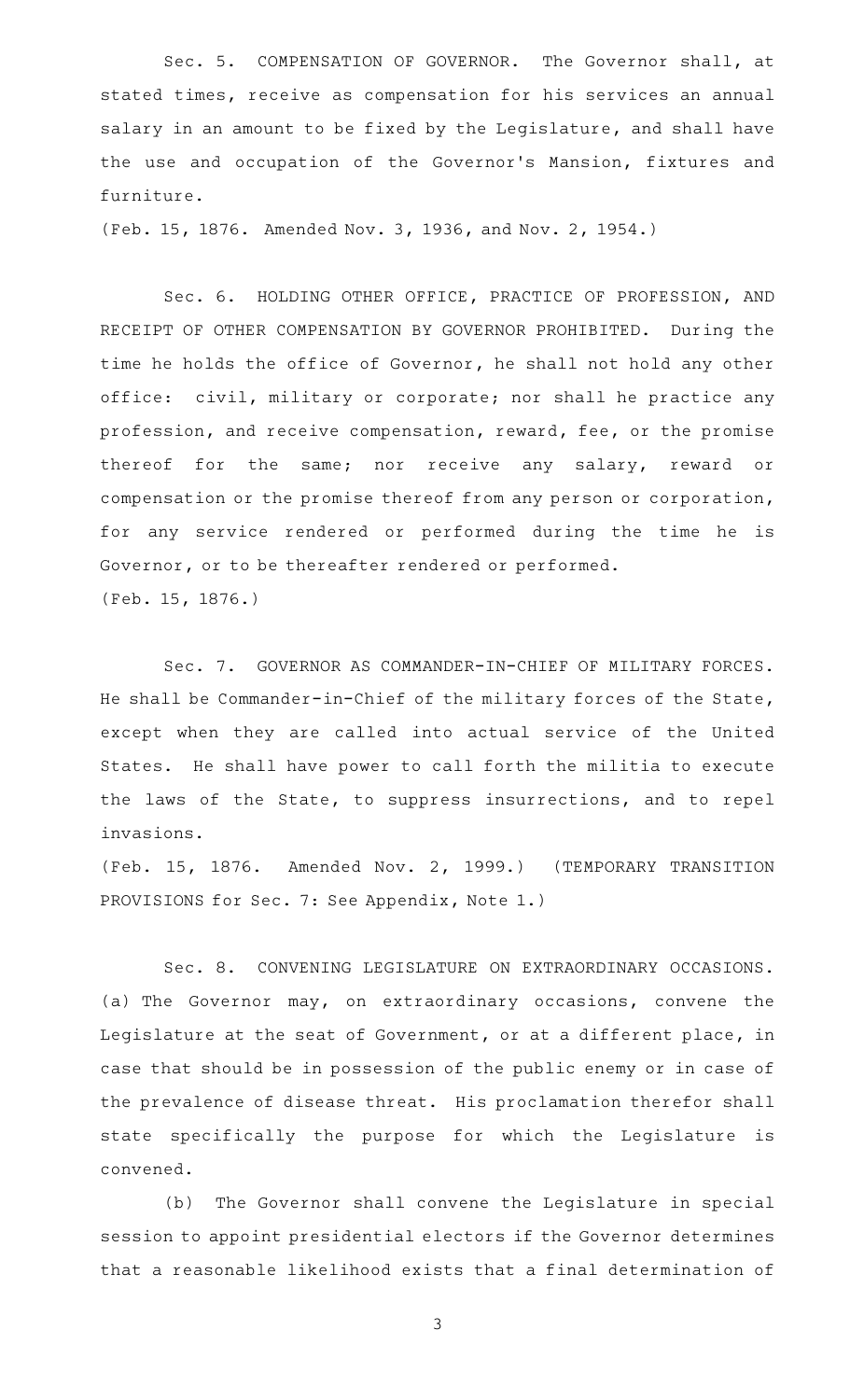Sec. 5. COMPENSATION OF GOVERNOR. The Governor shall, at stated times, receive as compensation for his services an annual salary in an amount to be fixed by the Legislature, and shall have the use and occupation of the Governor's Mansion, fixtures and furniture.

(Feb. 15, 1876. Amended Nov. 3, 1936, and Nov. 2, 1954.)

Sec. 6. HOLDING OTHER OFFICE, PRACTICE OF PROFESSION, AND RECEIPT OF OTHER COMPENSATION BY GOVERNOR PROHIBITED. During the time he holds the office of Governor, he shall not hold any other office: civil, military or corporate; nor shall he practice any profession, and receive compensation, reward, fee, or the promise thereof for the same; nor receive any salary, reward or compensation or the promise thereof from any person or corporation, for any service rendered or performed during the time he is Governor, or to be thereafter rendered or performed.

(Feb. 15, 1876.)

Sec. 7. GOVERNOR AS COMMANDER-IN-CHIEF OF MILITARY FORCES. He shall be Commander-in-Chief of the military forces of the State, except when they are called into actual service of the United States. He shall have power to call forth the militia to execute the laws of the State, to suppress insurrections, and to repel invasions.

(Feb. 15, 1876. Amended Nov. 2, 1999.) (TEMPORARY TRANSITION PROVISIONS for Sec. 7: See Appendix, Note 1.)

Sec. 8. CONVENING LEGISLATURE ON EXTRAORDINARY OCCASIONS. (a) The Governor may, on extraordinary occasions, convene the Legislature at the seat of Government, or at a different place, in case that should be in possession of the public enemy or in case of the prevalence of disease threat. His proclamation therefor shall state specifically the purpose for which the Legislature is convened.

(b) The Governor shall convene the Legislature in special session to appoint presidential electors if the Governor determines that a reasonable likelihood exists that a final determination of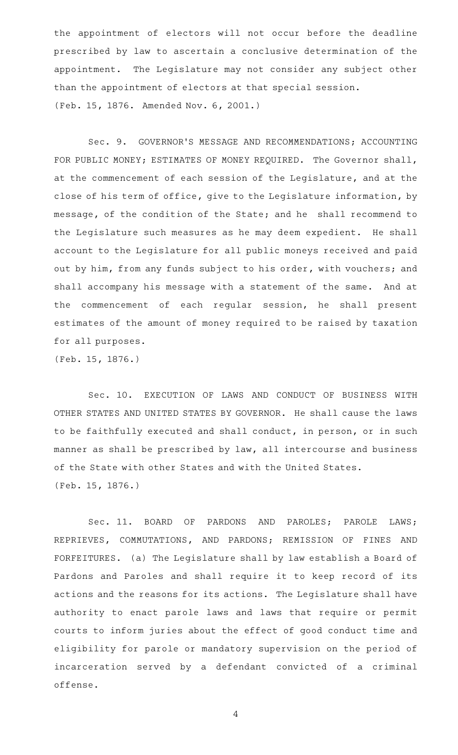the appointment of electors will not occur before the deadline prescribed by law to ascertain a conclusive determination of the appointment. The Legislature may not consider any subject other than the appointment of electors at that special session.
(Feb. 15, 1876. Amended Nov. 6, 2001.)

Sec. 9. GOVERNOR'S MESSAGE AND RECOMMENDATIONS; ACCOUNTING FOR PUBLIC MONEY; ESTIMATES OF MONEY REQUIRED. The Governor shall, at the commencement of each session of the Legislature, and at the close of his term of office, give to the Legislature information, by message, of the condition of the State; and he shall recommend to the Legislature such measures as he may deem expedient. He shall account to the Legislature for all public moneys received and paid out by him, from any funds subject to his order, with vouchers; and shall accompany his message with a statement of the same. And at the commencement of each regular session, he shall present estimates of the amount of money required to be raised by taxation for all purposes.
(Feb. 15, 1876.)

Sec. 10. EXECUTION OF LAWS AND CONDUCT OF BUSINESS WITH OTHER STATES AND UNITED STATES BY GOVERNOR. He shall cause the laws to be faithfully executed and shall conduct, in person, or in such manner as shall be prescribed by law, all intercourse and business of the State with other States and with the United States.
(Feb. 15, 1876.)

Sec. 11. BOARD OF PARDONS AND PAROLES; PAROLE LAWS; REPRIEVES, COMMUTATIONS, AND PARDONS; REMISSION OF FINES AND FORFEITURES. (a) The Legislature shall by law establish a Board of Pardons and Paroles and shall require it to keep record of its actions and the reasons for its actions. The Legislature shall have authority to enact parole laws and laws that require or permit courts to inform juries about the effect of good conduct time and eligibility for parole or mandatory supervision on the period of incarceration served by a defendant convicted of a criminal offense.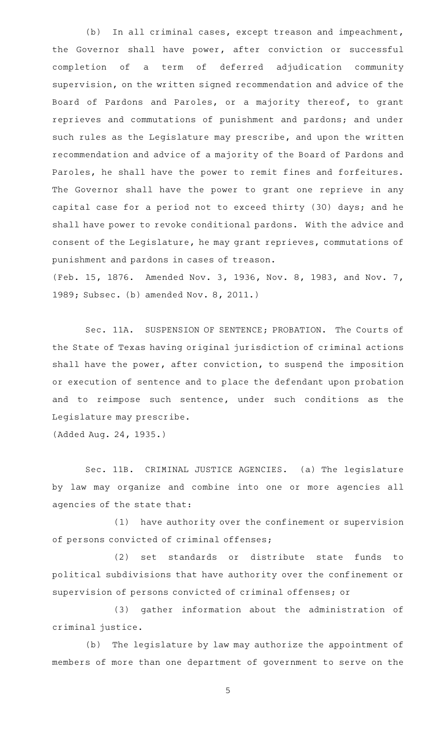(b) In all criminal cases, except treason and impeachment, the Governor shall have power, after conviction or successful completion of a term of deferred adjudication community supervision, on the written signed recommendation and advice of the Board of Pardons and Paroles, or a majority thereof, to grant reprieves and commutations of punishment and pardons; and under such rules as the Legislature may prescribe, and upon the written recommendation and advice of a majority of the Board of Pardons and Paroles, he shall have the power to remit fines and forfeitures. The Governor shall have the power to grant one reprieve in any capital case for a period not to exceed thirty (30) days; and he shall have power to revoke conditional pardons. With the advice and consent of the Legislature, he may grant reprieves, commutations of punishment and pardons in cases of treason.

(Feb. 15, 1876. Amended Nov. 3, 1936, Nov. 8, 1983, and Nov. 7, 1989; Subsec. (b) amended Nov. 8, 2011.)

Sec. 11A. SUSPENSION OF SENTENCE; PROBATION. The Courts of the State of Texas having original jurisdiction of criminal actions shall have the power, after conviction, to suspend the imposition or execution of sentence and to place the defendant upon probation and to reimpose such sentence, under such conditions as the Legislature may prescribe.

(Added Aug. 24, 1935.)

Sec. 11B. CRIMINAL JUSTICE AGENCIES. (a) The legislature by law may organize and combine into one or more agencies all agencies of the state that:

(1) have authority over the confinement or supervision of persons convicted of criminal offenses;

(2) set standards or distribute state funds to political subdivisions that have authority over the confinement or supervision of persons convicted of criminal offenses; or

(3) gather information about the administration of criminal justice.

(b) The legislature by law may authorize the appointment of members of more than one department of government to serve on the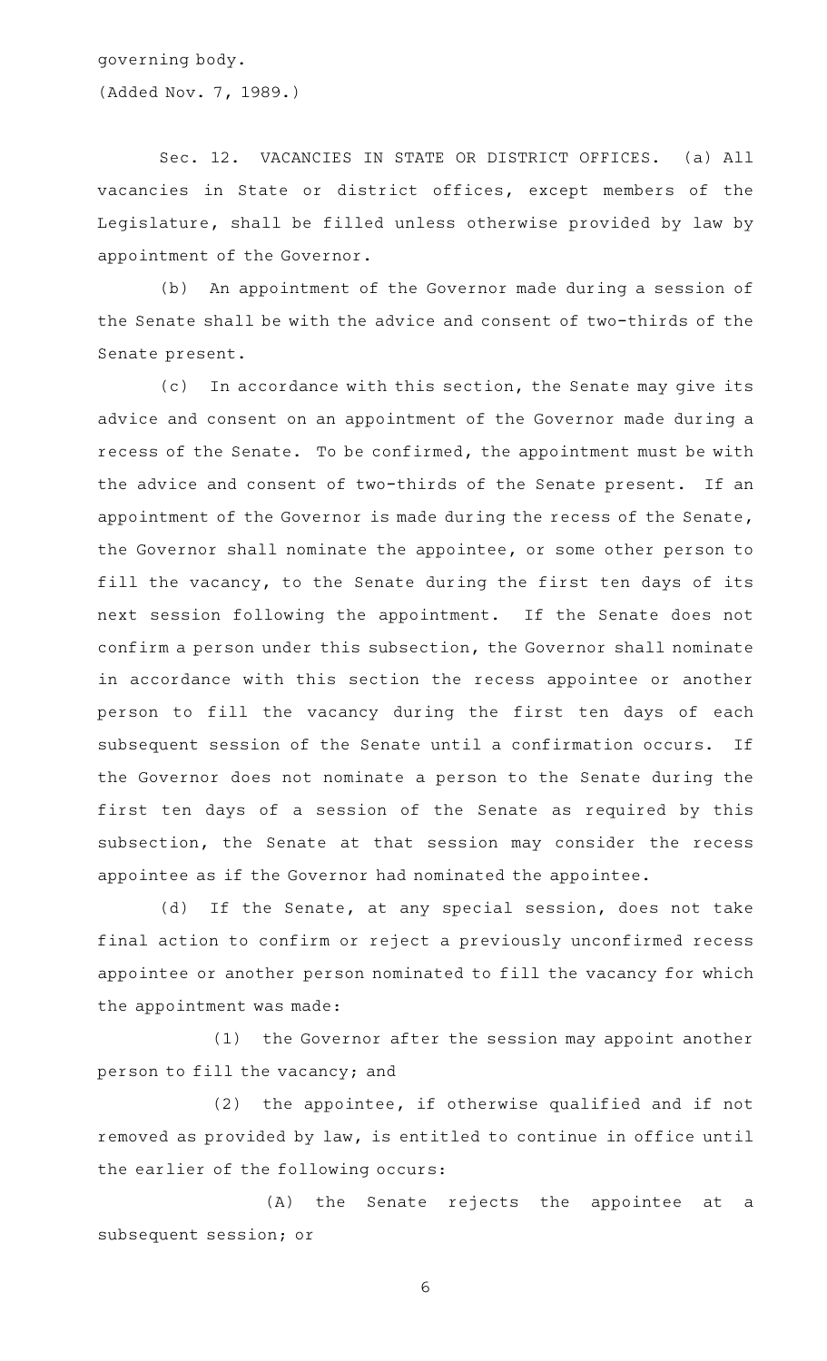governing body.

(Added Nov. 7, 1989.)

Sec. 12. VACANCIES IN STATE OR DISTRICT OFFICES. (a) All vacancies in State or district offices, except members of the Legislature, shall be filled unless otherwise provided by law by appointment of the Governor.

(b) An appointment of the Governor made during a session of the Senate shall be with the advice and consent of two-thirds of the Senate present.

(c) In accordance with this section, the Senate may give its advice and consent on an appointment of the Governor made during a recess of the Senate. To be confirmed, the appointment must be with the advice and consent of two-thirds of the Senate present. If an appointment of the Governor is made during the recess of the Senate, the Governor shall nominate the appointee, or some other person to fill the vacancy, to the Senate during the first ten days of its next session following the appointment. If the Senate does not confirm a person under this subsection, the Governor shall nominate in accordance with this section the recess appointee or another person to fill the vacancy during the first ten days of each subsequent session of the Senate until a confirmation occurs. If the Governor does not nominate a person to the Senate during the first ten days of a session of the Senate as required by this subsection, the Senate at that session may consider the recess appointee as if the Governor had nominated the appointee.

(d) If the Senate, at any special session, does not take final action to confirm or reject a previously unconfirmed recess appointee or another person nominated to fill the vacancy for which the appointment was made:

(1) the Governor after the session may appoint another person to fill the vacancy; and

(2) the appointee, if otherwise qualified and if not removed as provided by law, is entitled to continue in office until the earlier of the following occurs:

(A) the Senate rejects the appointee at a subsequent session; or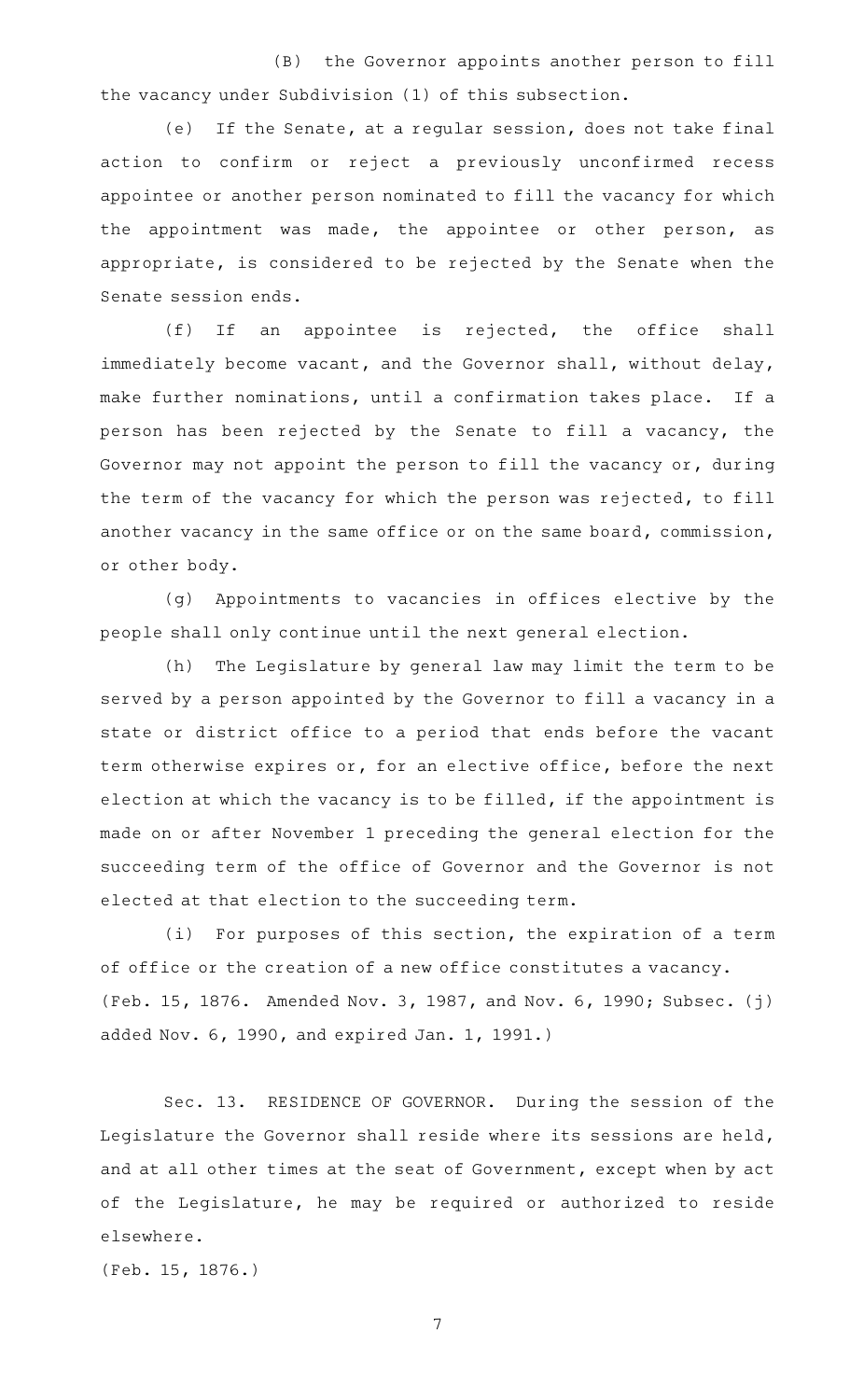(B) the Governor appoints another person to fill the vacancy under Subdivision (1) of this subsection.

(e) If the Senate, at a regular session, does not take final action to confirm or reject a previously unconfirmed recess appointee or another person nominated to fill the vacancy for which the appointment was made, the appointee or other person, as appropriate, is considered to be rejected by the Senate when the Senate session ends.

(f) If an appointee is rejected, the office shall immediately become vacant, and the Governor shall, without delay, make further nominations, until a confirmation takes place. If a person has been rejected by the Senate to fill a vacancy, the Governor may not appoint the person to fill the vacancy or, during the term of the vacancy for which the person was rejected, to fill another vacancy in the same office or on the same board, commission, or other body.

(g) Appointments to vacancies in offices elective by the people shall only continue until the next general election.

(h) The Legislature by general law may limit the term to be served by a person appointed by the Governor to fill a vacancy in a state or district office to a period that ends before the vacant term otherwise expires or, for an elective office, before the next election at which the vacancy is to be filled, if the appointment is made on or after November 1 preceding the general election for the succeeding term of the office of Governor and the Governor is not elected at that election to the succeeding term.

(i) For purposes of this section, the expiration of a term of office or the creation of a new office constitutes a vacancy.
(Feb. 15, 1876. Amended Nov. 3, 1987, and Nov. 6, 1990; Subsec. (j) added Nov. 6, 1990, and expired Jan. 1, 1991.)

Sec. 13. RESIDENCE OF GOVERNOR. During the session of the Legislature the Governor shall reside where its sessions are held, and at all other times at the seat of Government, except when by act of the Legislature, he may be required or authorized to reside elsewhere.
(Feb. 15, 1876.)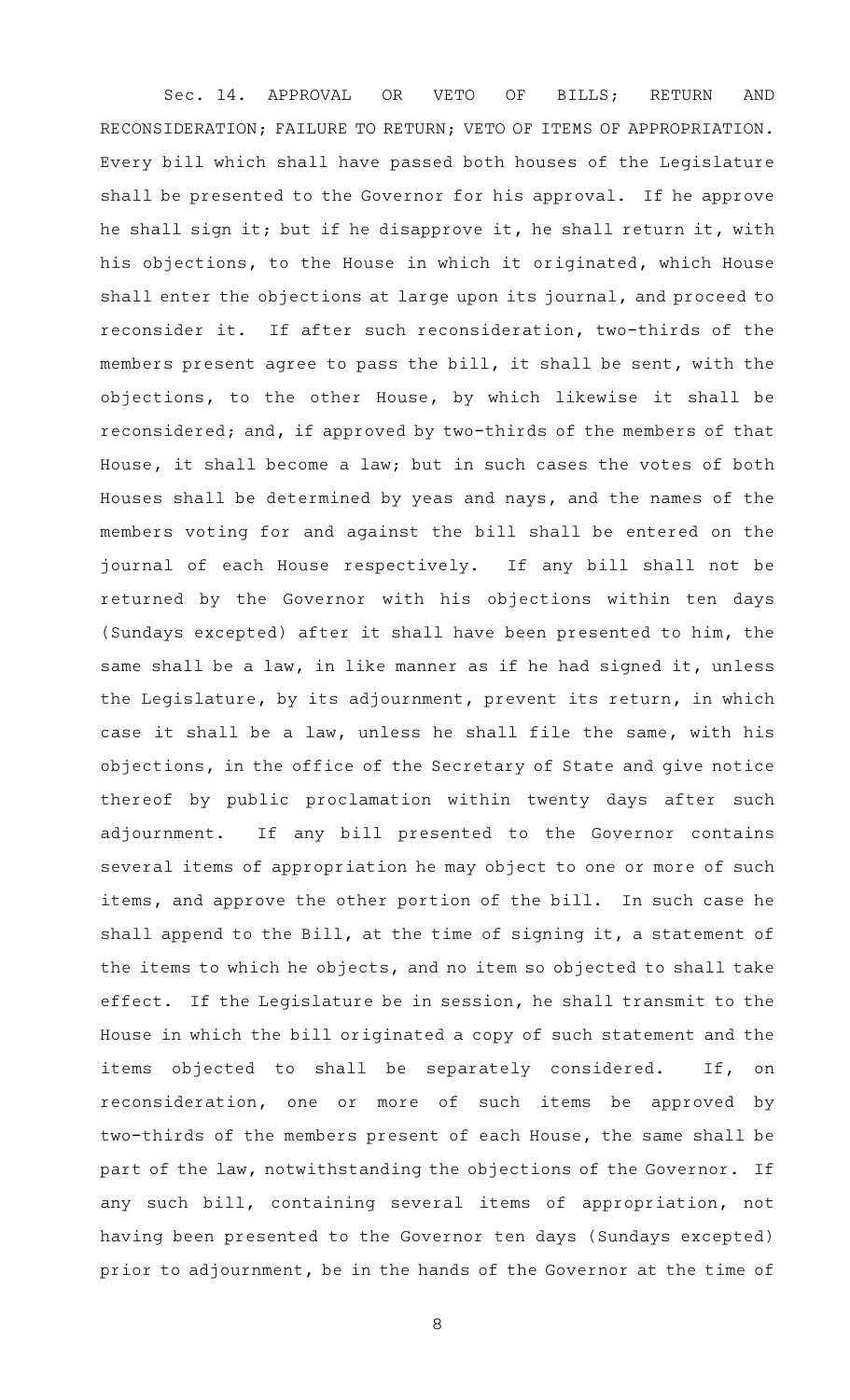Sec. 14. APPROVAL OR VETO OF BILLS; RETURN AND RECONSIDERATION; FAILURE TO RETURN; VETO OF ITEMS OF APPROPRIATION. Every bill which shall have passed both houses of the Legislature shall be presented to the Governor for his approval. If he approve he shall sign it; but if he disapprove it, he shall return it, with his objections, to the House in which it originated, which House shall enter the objections at large upon its journal, and proceed to reconsider it. If after such reconsideration, two-thirds of the members present agree to pass the bill, it shall be sent, with the objections, to the other House, by which likewise it shall be reconsidered; and, if approved by two-thirds of the members of that House, it shall become a law; but in such cases the votes of both Houses shall be determined by yeas and nays, and the names of the members voting for and against the bill shall be entered on the journal of each House respectively. If any bill shall not be returned by the Governor with his objections within ten days (Sundays excepted) after it shall have been presented to him, the same shall be a law, in like manner as if he had signed it, unless the Legislature, by its adjournment, prevent its return, in which case it shall be a law, unless he shall file the same, with his objections, in the office of the Secretary of State and give notice thereof by public proclamation within twenty days after such adjournment. If any bill presented to the Governor contains several items of appropriation he may object to one or more of such items, and approve the other portion of the bill. In such case he shall append to the Bill, at the time of signing it, a statement of the items to which he objects, and no item so objected to shall take effect. If the Legislature be in session, he shall transmit to the House in which the bill originated a copy of such statement and the items objected to shall be separately considered. If, on reconsideration, one or more of such items be approved by two-thirds of the members present of each House, the same shall be part of the law, notwithstanding the objections of the Governor. If any such bill, containing several items of appropriation, not having been presented to the Governor ten days (Sundays excepted) prior to adjournment, be in the hands of the Governor at the time of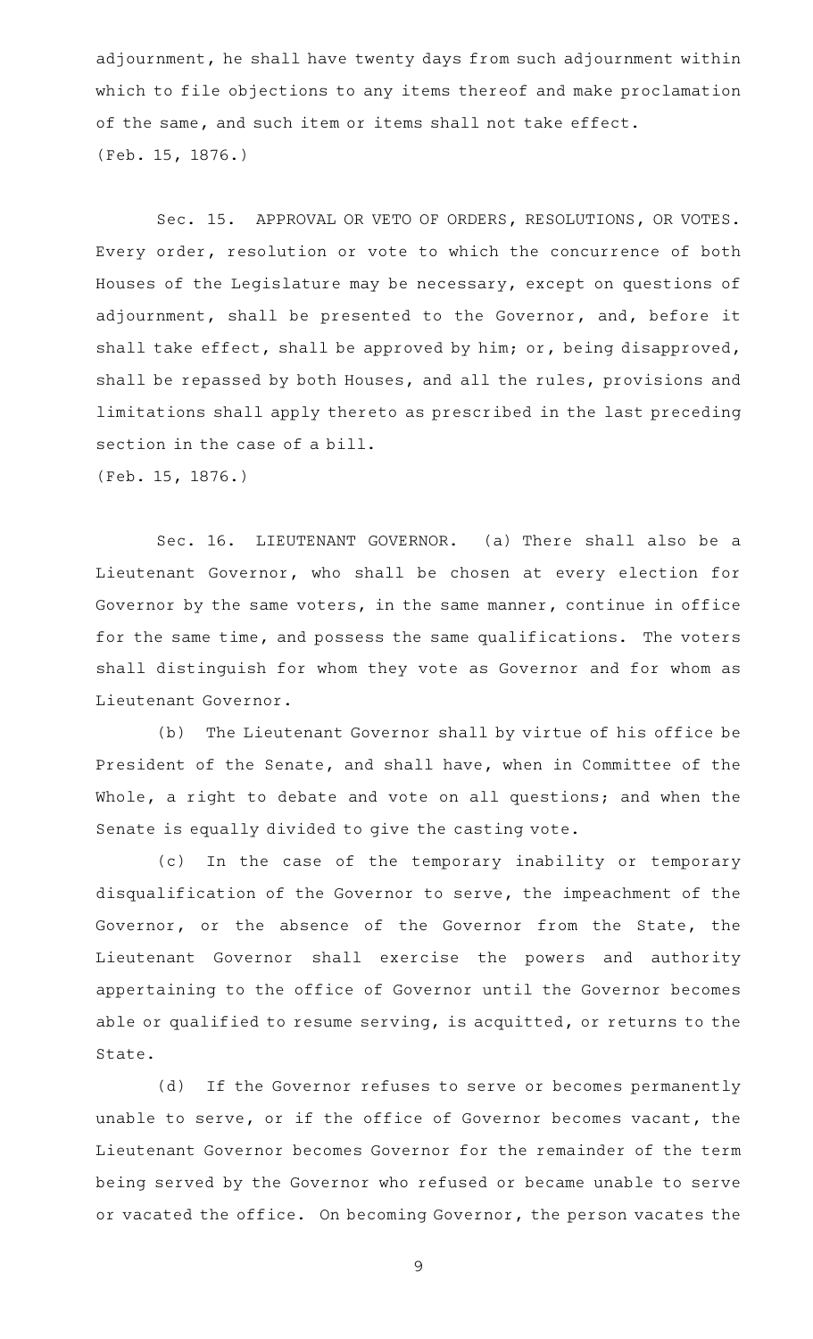adjournment, he shall have twenty days from such adjournment within which to file objections to any items thereof and make proclamation of the same, and such item or items shall not take effect.
(Feb. 15, 1876.)

Sec. 15. APPROVAL OR VETO OF ORDERS, RESOLUTIONS, OR VOTES. Every order, resolution or vote to which the concurrence of both Houses of the Legislature may be necessary, except on questions of adjournment, shall be presented to the Governor, and, before it shall take effect, shall be approved by him; or, being disapproved, shall be repassed by both Houses, and all the rules, provisions and limitations shall apply thereto as prescribed in the last preceding section in the case of a bill.
(Feb. 15, 1876.)

Sec. 16. LIEUTENANT GOVERNOR. (a) There shall also be a Lieutenant Governor, who shall be chosen at every election for Governor by the same voters, in the same manner, continue in office for the same time, and possess the same qualifications. The voters shall distinguish for whom they vote as Governor and for whom as Lieutenant Governor.

(b) The Lieutenant Governor shall by virtue of his office be President of the Senate, and shall have, when in Committee of the Whole, a right to debate and vote on all questions; and when the Senate is equally divided to give the casting vote.

(c) In the case of the temporary inability or temporary disqualification of the Governor to serve, the impeachment of the Governor, or the absence of the Governor from the State, the Lieutenant Governor shall exercise the powers and authority appertaining to the office of Governor until the Governor becomes able or qualified to resume serving, is acquitted, or returns to the State.

(d) If the Governor refuses to serve or becomes permanently unable to serve, or if the office of Governor becomes vacant, the Lieutenant Governor becomes Governor for the remainder of the term being served by the Governor who refused or became unable to serve or vacated the office. On becoming Governor, the person vacates the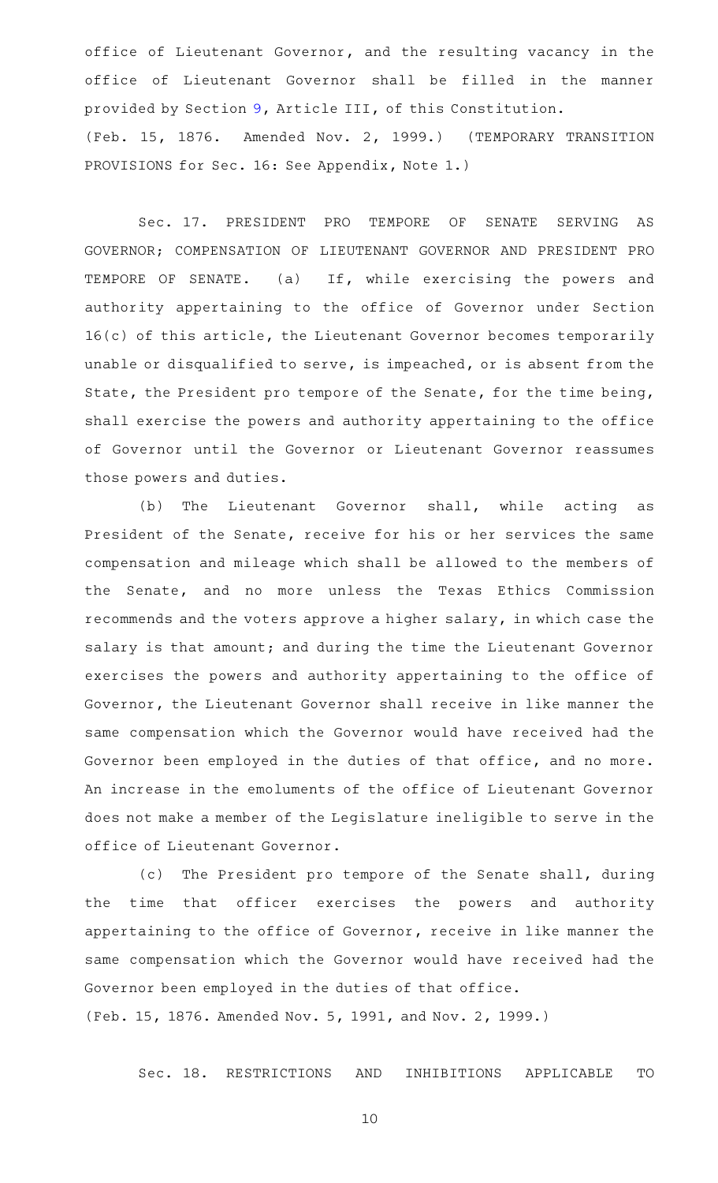office of Lieutenant Governor, and the resulting vacancy in the office of Lieutenant Governor shall be filled in the manner provided by Section 9, Article III, of this Constitution.
(Feb. 15, 1876. Amended Nov. 2, 1999.) (TEMPORARY TRANSITION PROVISIONS for Sec. 16: See Appendix, Note 1.)

Sec. 17. PRESIDENT PRO TEMPORE OF SENATE SERVING AS GOVERNOR; COMPENSATION OF LIEUTENANT GOVERNOR AND PRESIDENT PRO TEMPORE OF SENATE. (a) If, while exercising the powers and authority appertaining to the office of Governor under Section 16(c) of this article, the Lieutenant Governor becomes temporarily unable or disqualified to serve, is impeached, or is absent from the State, the President pro tempore of the Senate, for the time being, shall exercise the powers and authority appertaining to the office of Governor until the Governor or Lieutenant Governor reassumes those powers and duties.

(b) The Lieutenant Governor shall, while acting as President of the Senate, receive for his or her services the same compensation and mileage which shall be allowed to the members of the Senate, and no more unless the Texas Ethics Commission recommends and the voters approve a higher salary, in which case the salary is that amount; and during the time the Lieutenant Governor exercises the powers and authority appertaining to the office of Governor, the Lieutenant Governor shall receive in like manner the same compensation which the Governor would have received had the Governor been employed in the duties of that office, and no more. An increase in the emoluments of the office of Lieutenant Governor does not make a member of the Legislature ineligible to serve in the office of Lieutenant Governor.

(c) The President pro tempore of the Senate shall, during the time that officer exercises the powers and authority appertaining to the office of Governor, receive in like manner the same compensation which the Governor would have received had the Governor been employed in the duties of that office.
(Feb. 15, 1876. Amended Nov. 5, 1991, and Nov. 2, 1999.)

Sec. 18. RESTRICTIONS AND INHIBITIONS APPLICABLE TO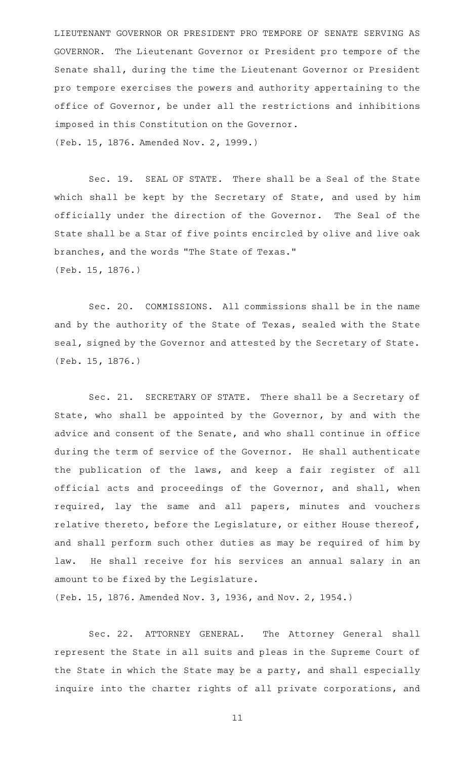LIEUTENANT GOVERNOR OR PRESIDENT PRO TEMPORE OF SENATE SERVING AS GOVERNOR. The Lieutenant Governor or President pro tempore of the Senate shall, during the time the Lieutenant Governor or President pro tempore exercises the powers and authority appertaining to the office of Governor, be under all the restrictions and inhibitions imposed in this Constitution on the Governor.
(Feb. 15, 1876. Amended Nov. 2, 1999.)

Sec. 19. SEAL OF STATE. There shall be a Seal of the State which shall be kept by the Secretary of State, and used by him officially under the direction of the Governor. The Seal of the State shall be a Star of five points encircled by olive and live oak branches, and the words "The State of Texas."
(Feb. 15, 1876.)

Sec. 20. COMMISSIONS. All commissions shall be in the name and by the authority of the State of Texas, sealed with the State seal, signed by the Governor and attested by the Secretary of State.
(Feb. 15, 1876.)

Sec. 21. SECRETARY OF STATE. There shall be a Secretary of State, who shall be appointed by the Governor, by and with the advice and consent of the Senate, and who shall continue in office during the term of service of the Governor. He shall authenticate the publication of the laws, and keep a fair register of all official acts and proceedings of the Governor, and shall, when required, lay the same and all papers, minutes and vouchers relative thereto, before the Legislature, or either House thereof, and shall perform such other duties as may be required of him by law. He shall receive for his services an annual salary in an amount to be fixed by the Legislature.
(Feb. 15, 1876. Amended Nov. 3, 1936, and Nov. 2, 1954.)

Sec. 22. ATTORNEY GENERAL. The Attorney General shall represent the State in all suits and pleas in the Supreme Court of the State in which the State may be a party, and shall especially inquire into the charter rights of all private corporations, and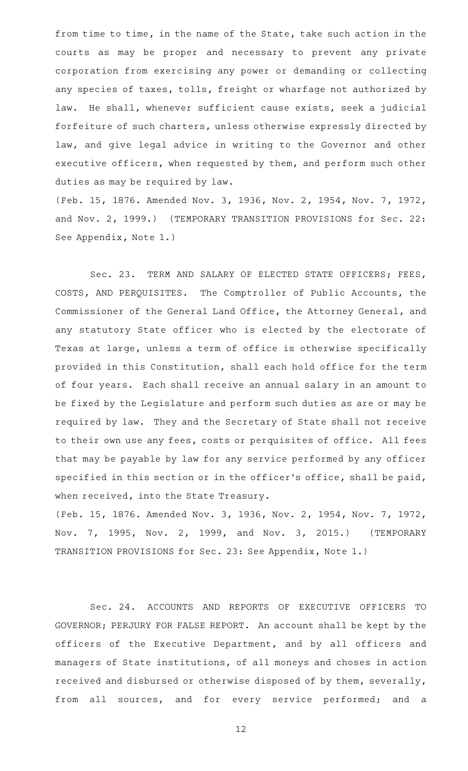from time to time, in the name of the State, take such action in the courts as may be proper and necessary to prevent any private corporation from exercising any power or demanding or collecting any species of taxes, tolls, freight or wharfage not authorized by law. He shall, whenever sufficient cause exists, seek a judicial forfeiture of such charters, unless otherwise expressly directed by law, and give legal advice in writing to the Governor and other executive officers, when requested by them, and perform such other duties as may be required by law.

(Feb. 15, 1876. Amended Nov. 3, 1936, Nov. 2, 1954, Nov. 7, 1972, and Nov. 2, 1999.) (TEMPORARY TRANSITION PROVISIONS for Sec. 22: See Appendix, Note 1.)

Sec. 23. TERM AND SALARY OF ELECTED STATE OFFICERS; FEES, COSTS, AND PERQUISITES. The Comptroller of Public Accounts, the Commissioner of the General Land Office, the Attorney General, and any statutory State officer who is elected by the electorate of Texas at large, unless a term of office is otherwise specifically provided in this Constitution, shall each hold office for the term of four years. Each shall receive an annual salary in an amount to be fixed by the Legislature and perform such duties as are or may be required by law. They and the Secretary of State shall not receive to their own use any fees, costs or perquisites of office. All fees that may be payable by law for any service performed by any officer specified in this section or in the officer's office, shall be paid, when received, into the State Treasury.

(Feb. 15, 1876. Amended Nov. 3, 1936, Nov. 2, 1954, Nov. 7, 1972, Nov. 7, 1995, Nov. 2, 1999, and Nov. 3, 2015.) (TEMPORARY TRANSITION PROVISIONS for Sec. 23: See Appendix, Note 1.)

Sec. 24. ACCOUNTS AND REPORTS OF EXECUTIVE OFFICERS TO GOVERNOR; PERJURY FOR FALSE REPORT. An account shall be kept by the officers of the Executive Department, and by all officers and managers of State institutions, of all moneys and choses in action received and disbursed or otherwise disposed of by them, severally, from all sources, and for every service performed; and a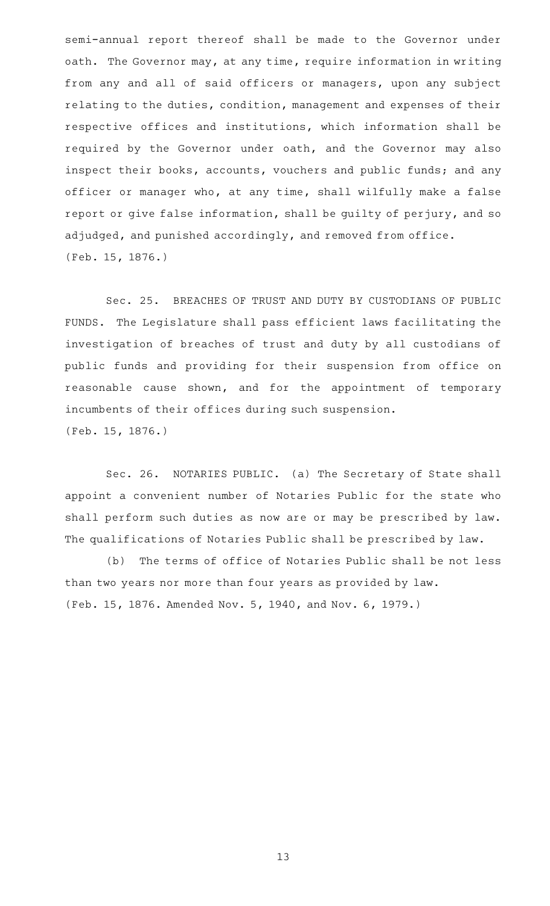semi-annual report thereof shall be made to the Governor under oath. The Governor may, at any time, require information in writing from any and all of said officers or managers, upon any subject relating to the duties, condition, management and expenses of their respective offices and institutions, which information shall be required by the Governor under oath, and the Governor may also inspect their books, accounts, vouchers and public funds; and any officer or manager who, at any time, shall wilfully make a false report or give false information, shall be guilty of perjury, and so adjudged, and punished accordingly, and removed from office.
(Feb. 15, 1876.)

Sec. 25. BREACHES OF TRUST AND DUTY BY CUSTODIANS OF PUBLIC FUNDS. The Legislature shall pass efficient laws facilitating the investigation of breaches of trust and duty by all custodians of public funds and providing for their suspension from office on reasonable cause shown, and for the appointment of temporary incumbents of their offices during such suspension.
(Feb. 15, 1876.)

Sec. 26. NOTARIES PUBLIC. (a) The Secretary of State shall appoint a convenient number of Notaries Public for the state who shall perform such duties as now are or may be prescribed by law. The qualifications of Notaries Public shall be prescribed by law.

(b) The terms of office of Notaries Public shall be not less than two years nor more than four years as provided by law.
(Feb. 15, 1876. Amended Nov. 5, 1940, and Nov. 6, 1979.)